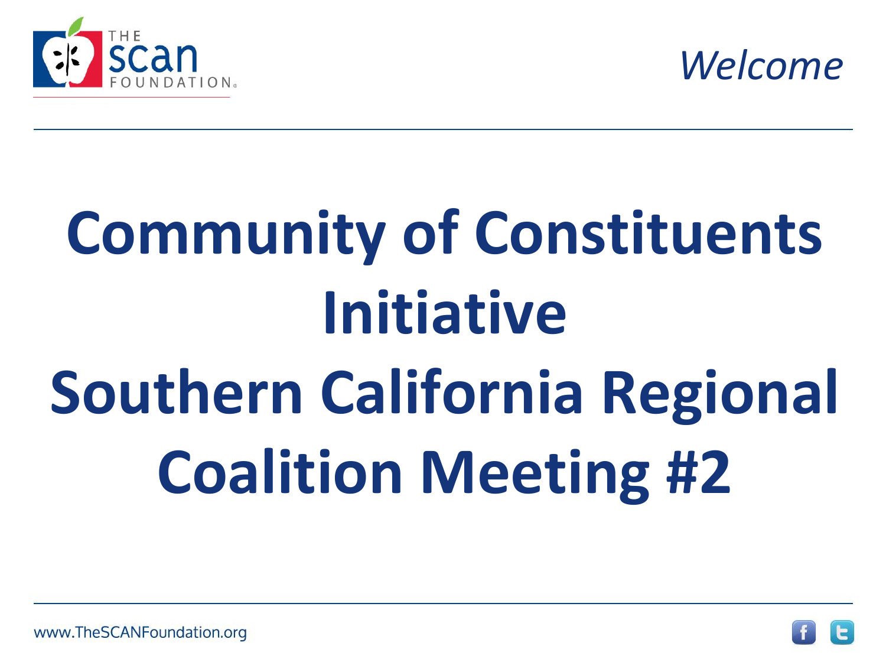*Welcome*

# Community of Constituents Initiative
# Southern California Regional Coalition Meeting #2

www.TheSCANFoundation.org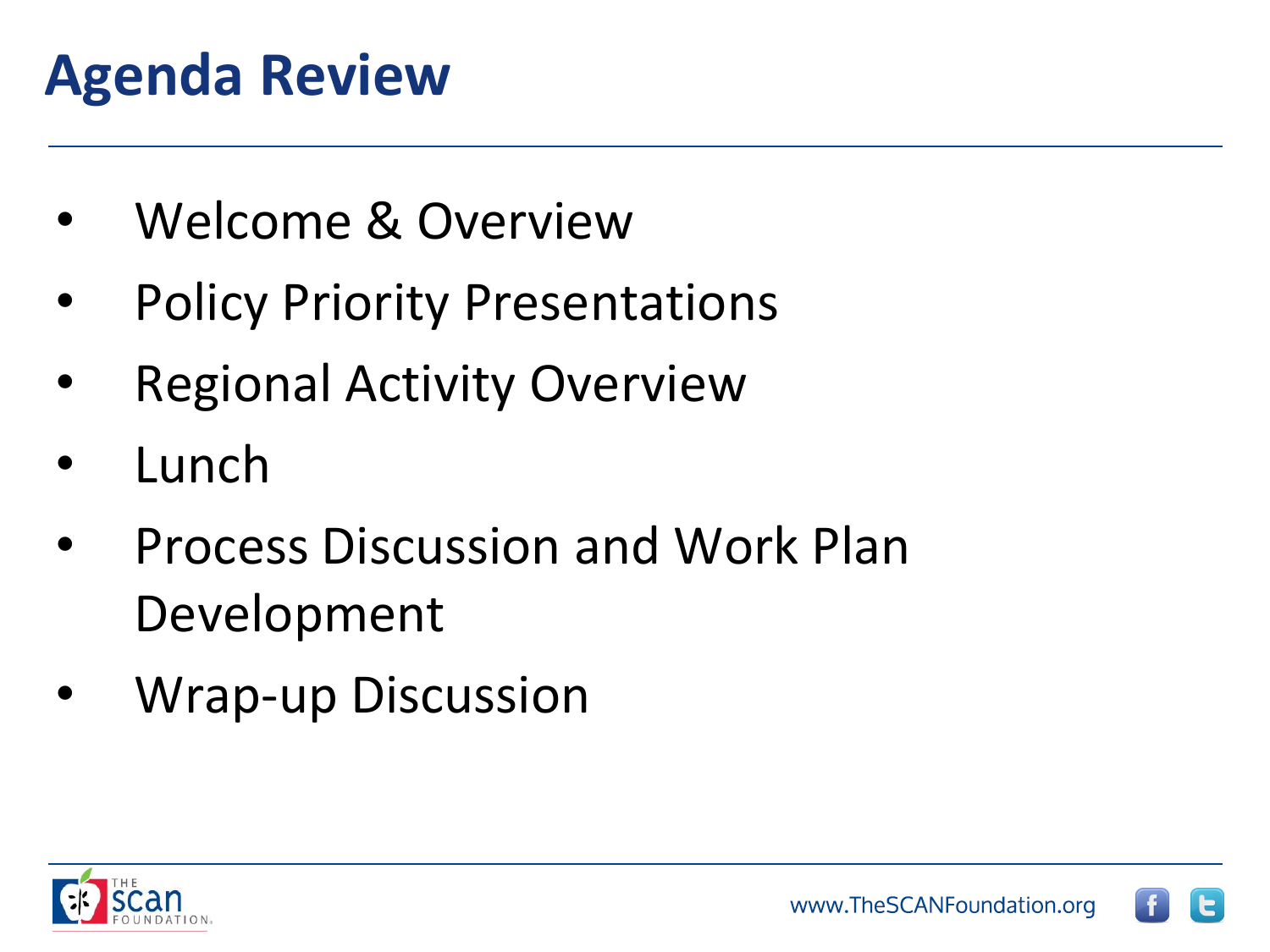# Agenda Review

- Welcome & Overview
- Policy Priority Presentations
- Regional Activity Overview
- Lunch
- Process Discussion and Work Plan Development
- Wrap-up Discussion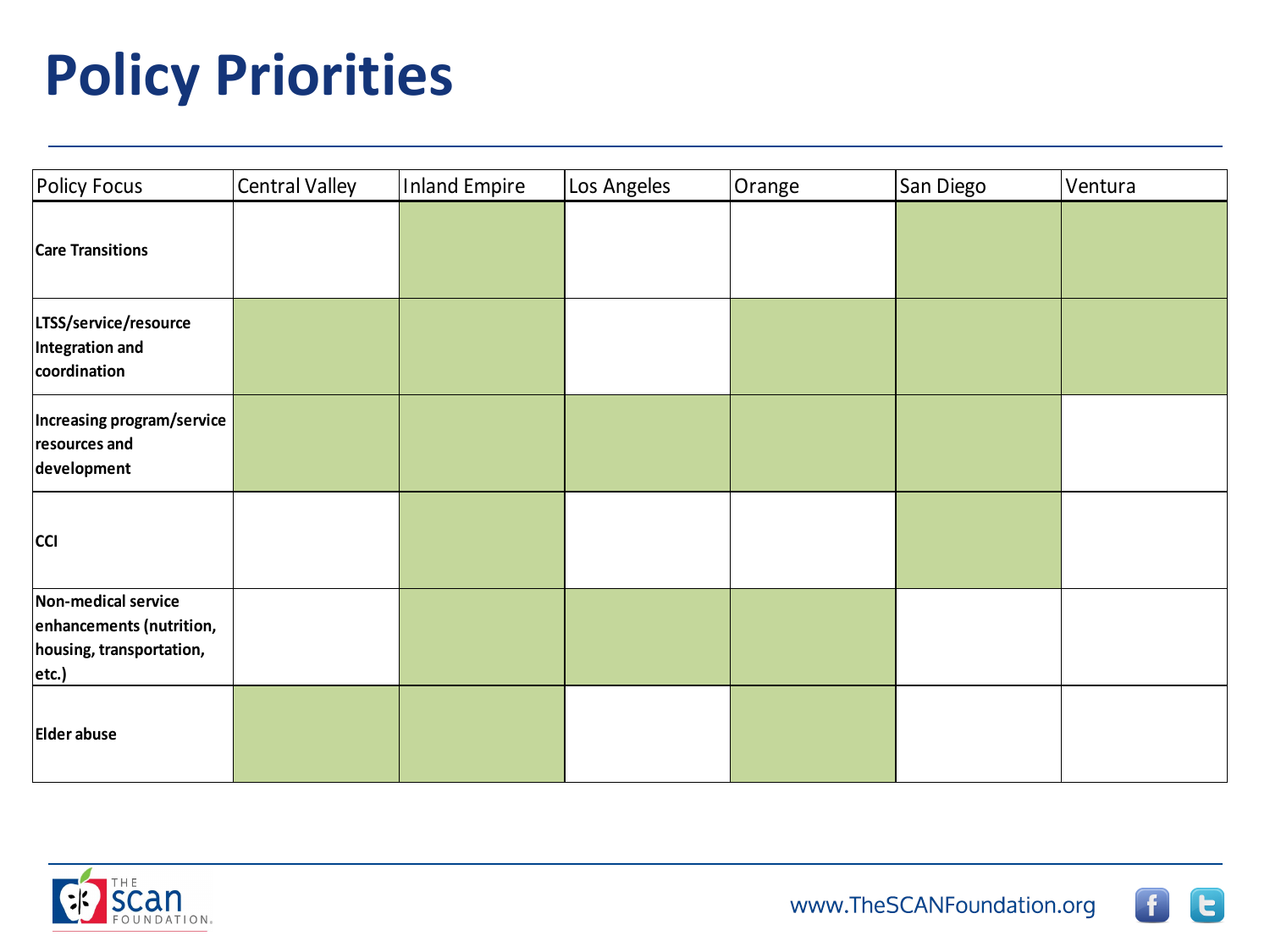# Policy Priorities

| Policy Focus | Central Valley | Inland Empire | Los Angeles | Orange | San Diego | Ventura |
|---|---|---|---|---|---|---|
| **Care Transitions** | | ✓ | | | ✓ | ✓ |
| **LTSS/service/resource Integration and coordination** | ✓ | ✓ | | ✓ | ✓ | ✓ |
| **Increasing program/service resources and development** | ✓ | ✓ | ✓ | ✓ | ✓ | |
| **CCI** | | ✓ | | | ✓ | |
| **Non-medical service enhancements (nutrition, housing, transportation, etc.)** | | ✓ | ✓ | ✓ | | |
| **Elder abuse** | ✓ | ✓ | | ✓ | | |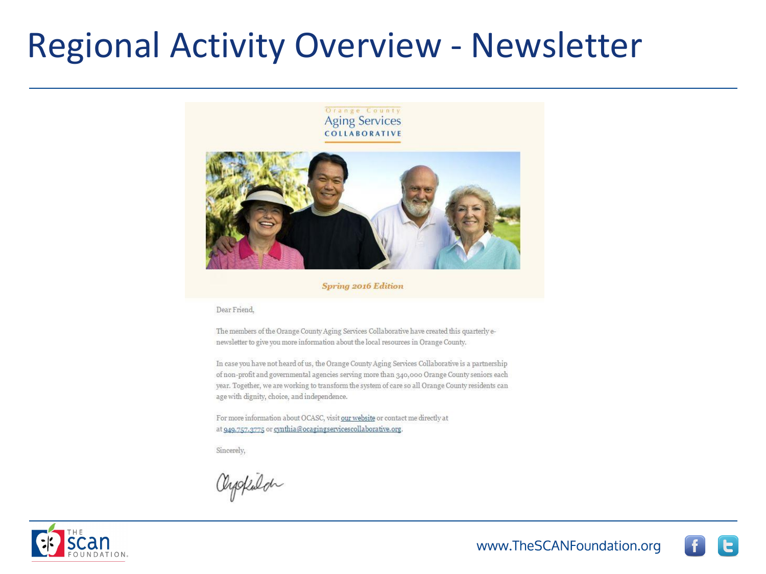# Regional Activity Overview - Newsletter

Orange County
Aging Services
COLLABORATIVE

*Spring 2016 Edition*

Dear Friend,

The members of the Orange County Aging Services Collaborative have created this quarterly e-newsletter to give you more information about the local resources in Orange County.

In case you have not heard of us, the Orange County Aging Services Collaborative is a partnership of non-profit and governmental agencies serving more than 340,000 Orange County seniors each year. Together, we are working to transform the system of care so all Orange County residents can age with dignity, choice, and independence.

For more information about OCASC, visit our website or contact me directly at at 949.757.3775 or cynthia@ocagingservicescollaborative.org.

Sincerely,

www.TheSCANFoundation.org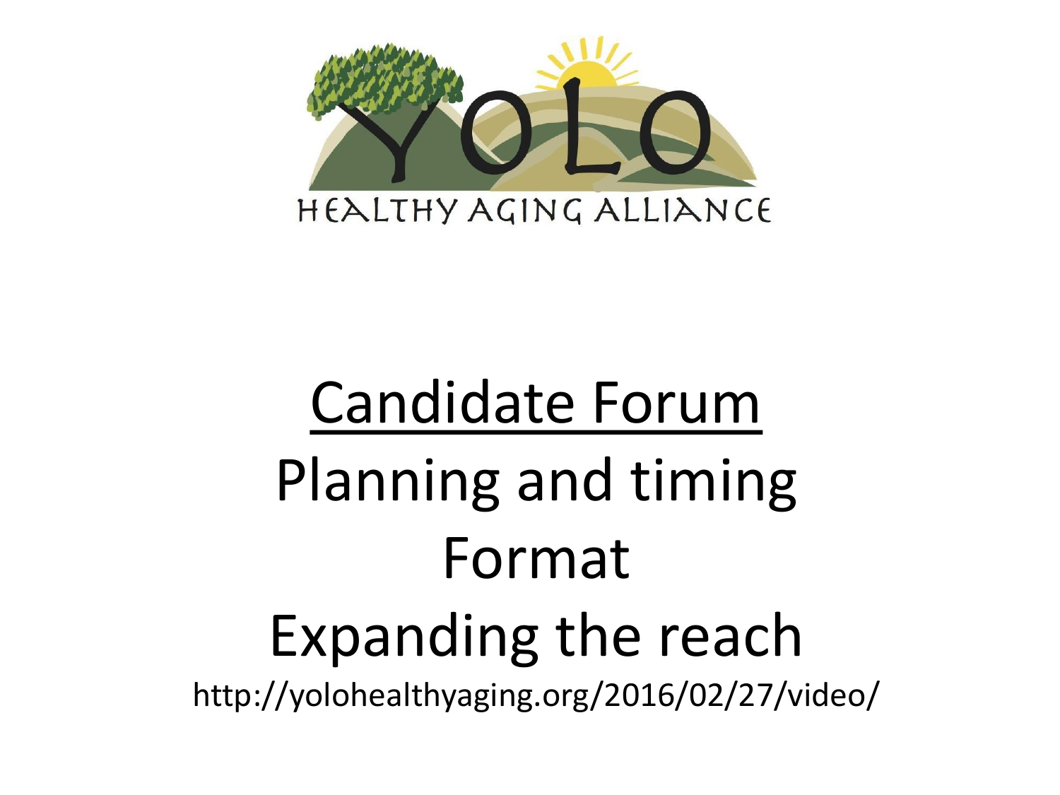YOLO

HEALTHY AGING ALLIANCE

# Candidate Forum

Planning and timing

Format

Expanding the reach

http://yolohealthyaging.org/2016/02/27/video/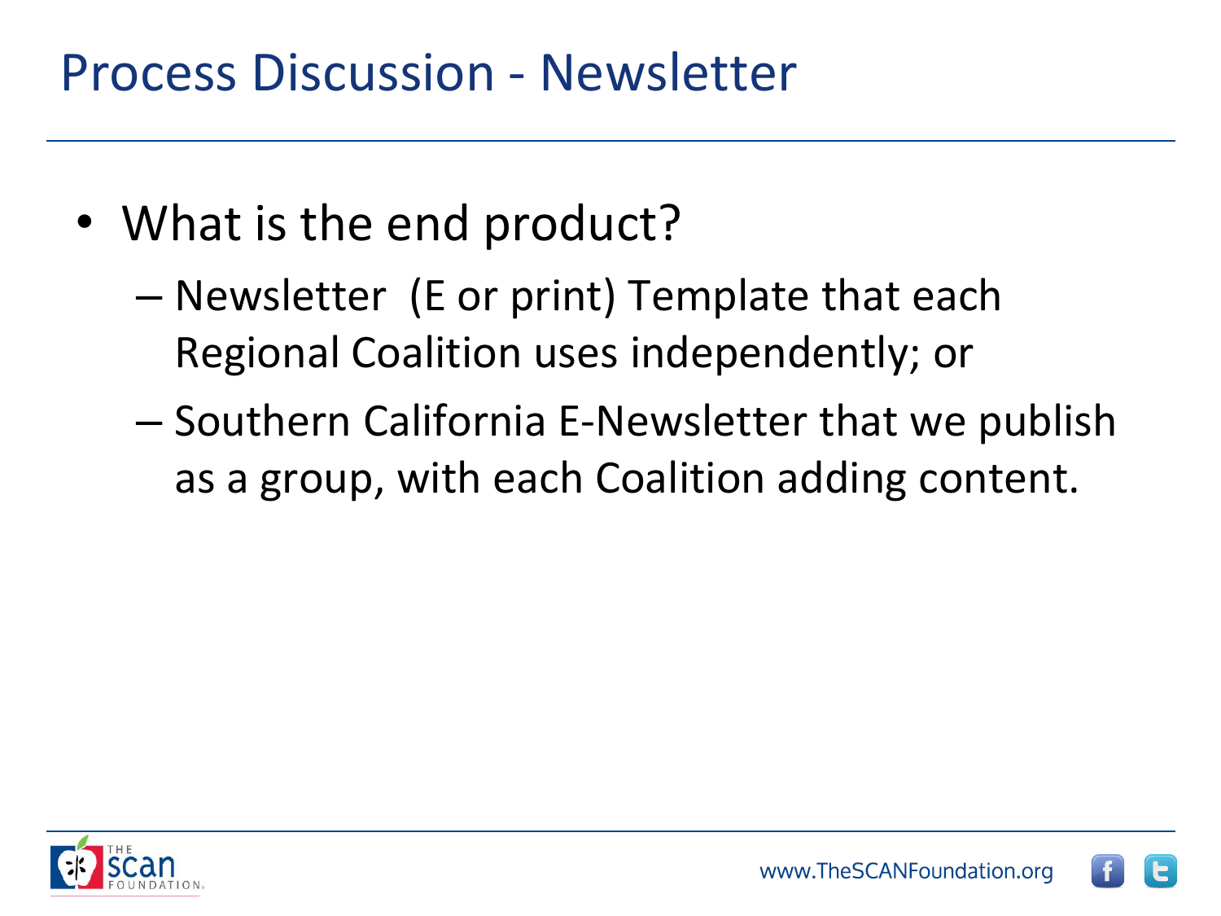# Process Discussion - Newsletter

- What is the end product?
  - Newsletter (E or print) Template that each Regional Coalition uses independently; or
  - Southern California E-Newsletter that we publish as a group, with each Coalition adding content.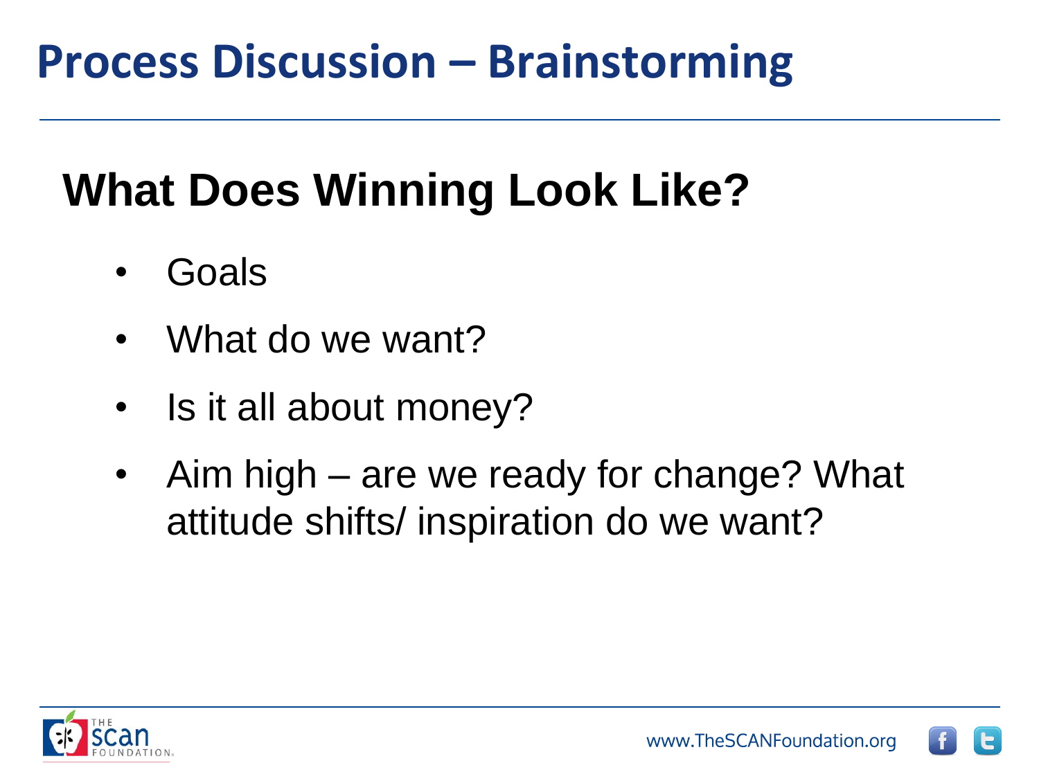# Process Discussion – Brainstorming

## What Does Winning Look Like?

- Goals
- What do we want?
- Is it all about money?
- Aim high – are we ready for change? What attitude shifts/ inspiration do we want?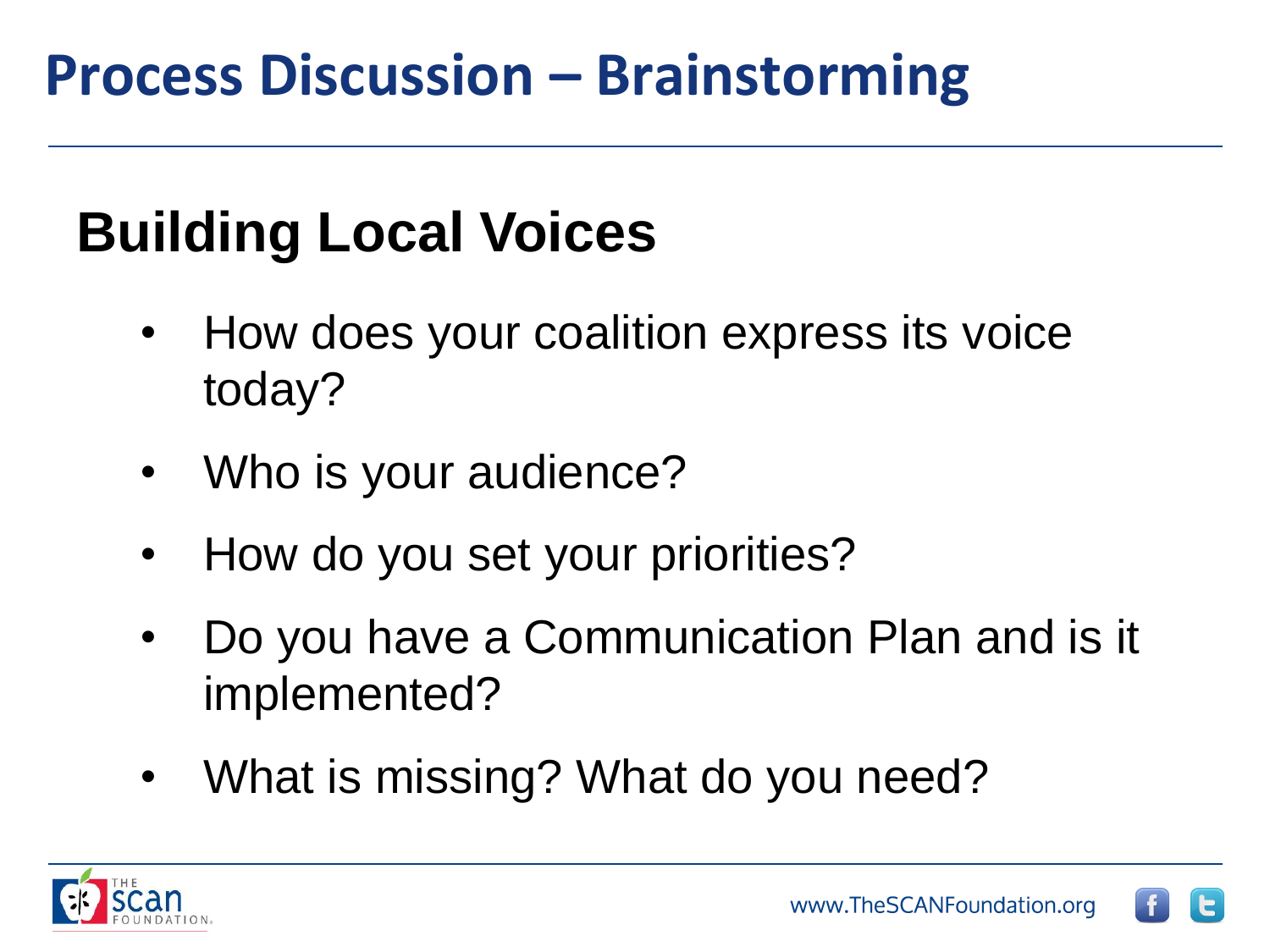# Process Discussion – Brainstorming

## Building Local Voices

- How does your coalition express its voice today?
- Who is your audience?
- How do you set your priorities?
- Do you have a Communication Plan and is it implemented?
- What is missing? What do you need?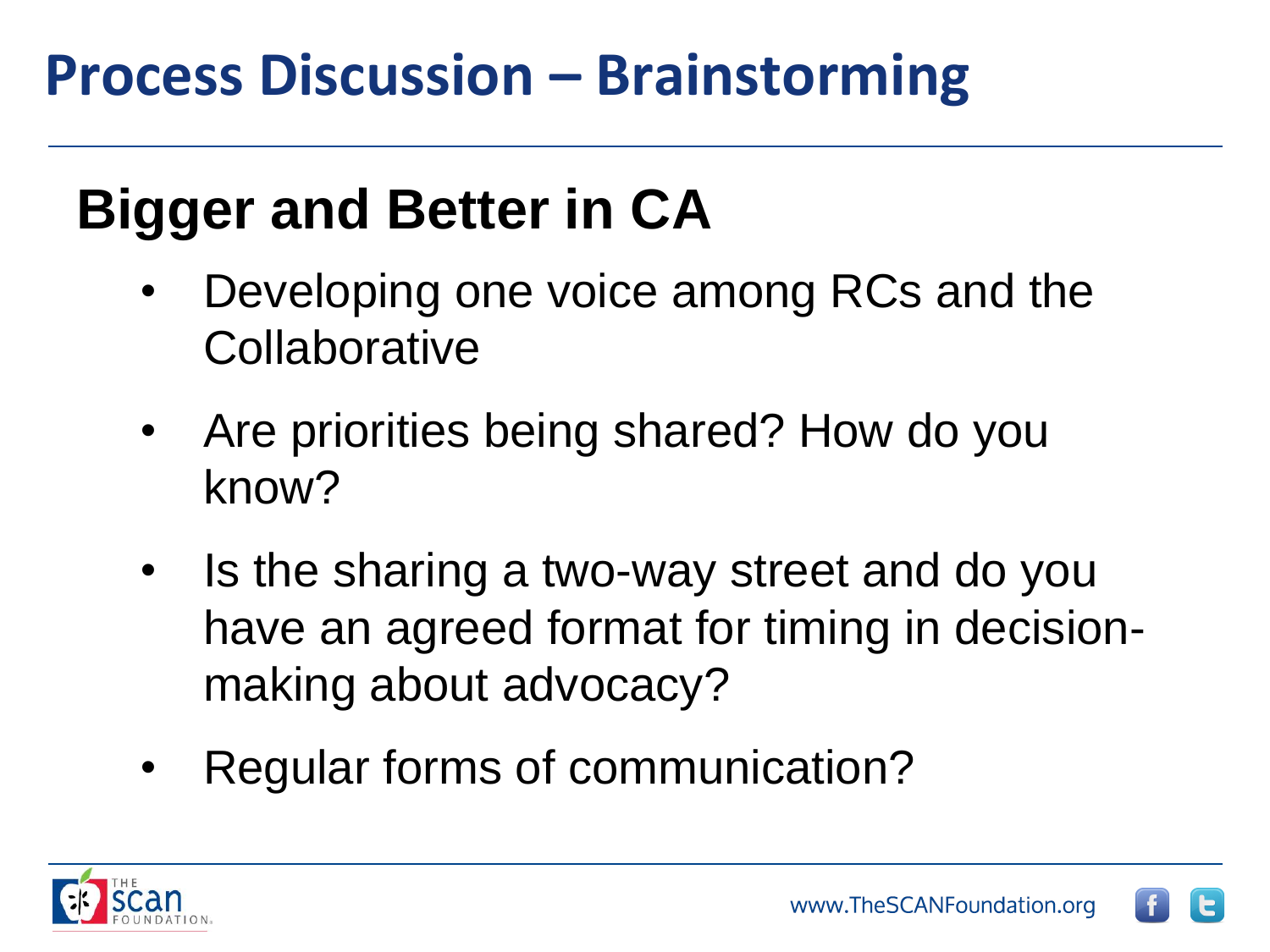# Process Discussion – Brainstorming

## Bigger and Better in CA

- Developing one voice among RCs and the Collaborative
- Are priorities being shared? How do you know?
- Is the sharing a two-way street and do you have an agreed format for timing in decision-making about advocacy?
- Regular forms of communication?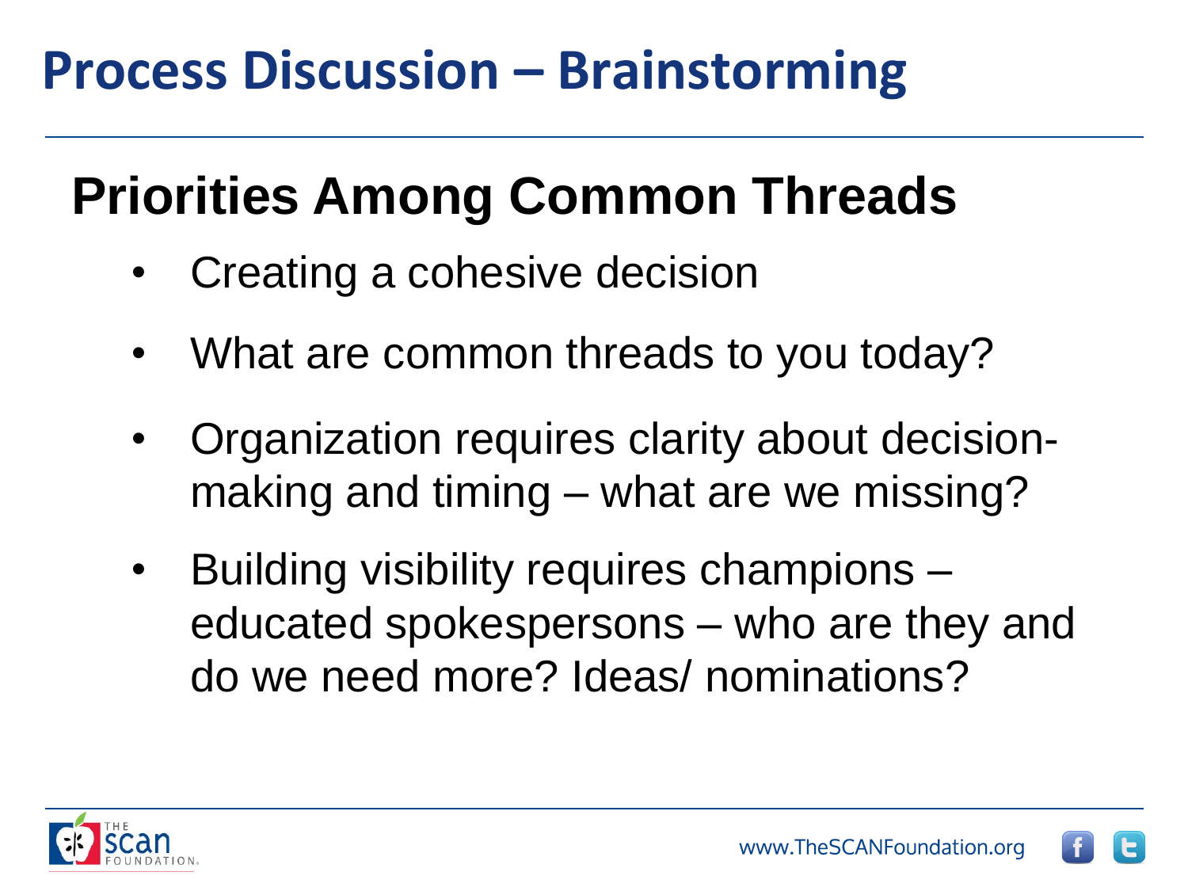# Process Discussion – Brainstorming

## Priorities Among Common Threads

- Creating a cohesive decision
- What are common threads to you today?
- Organization requires clarity about decision-making and timing – what are we missing?
- Building visibility requires champions – educated spokespersons – who are they and do we need more? Ideas/ nominations?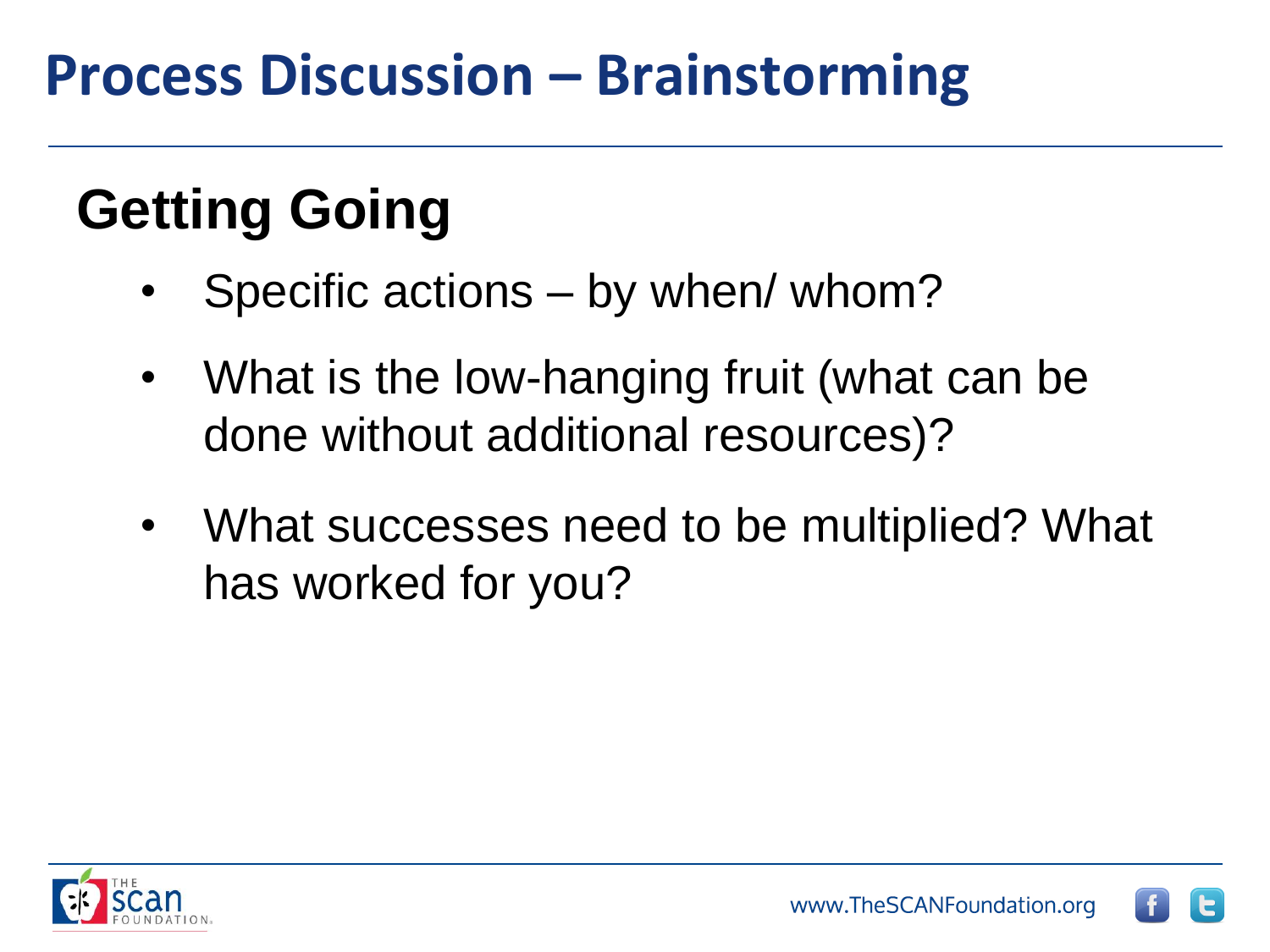# Process Discussion – Brainstorming

## Getting Going

- Specific actions – by when/ whom?
- What is the low-hanging fruit (what can be done without additional resources)?
- What successes need to be multiplied? What has worked for you?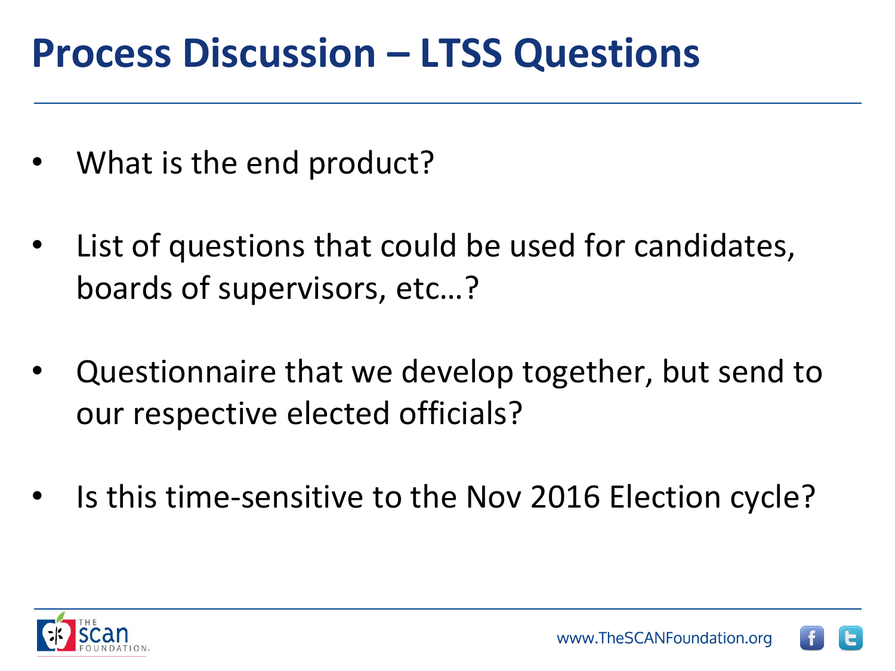# Process Discussion – LTSS Questions

- What is the end product?
- List of questions that could be used for candidates, boards of supervisors, etc…?
- Questionnaire that we develop together, but send to our respective elected officials?
- Is this time-sensitive to the Nov 2016 Election cycle?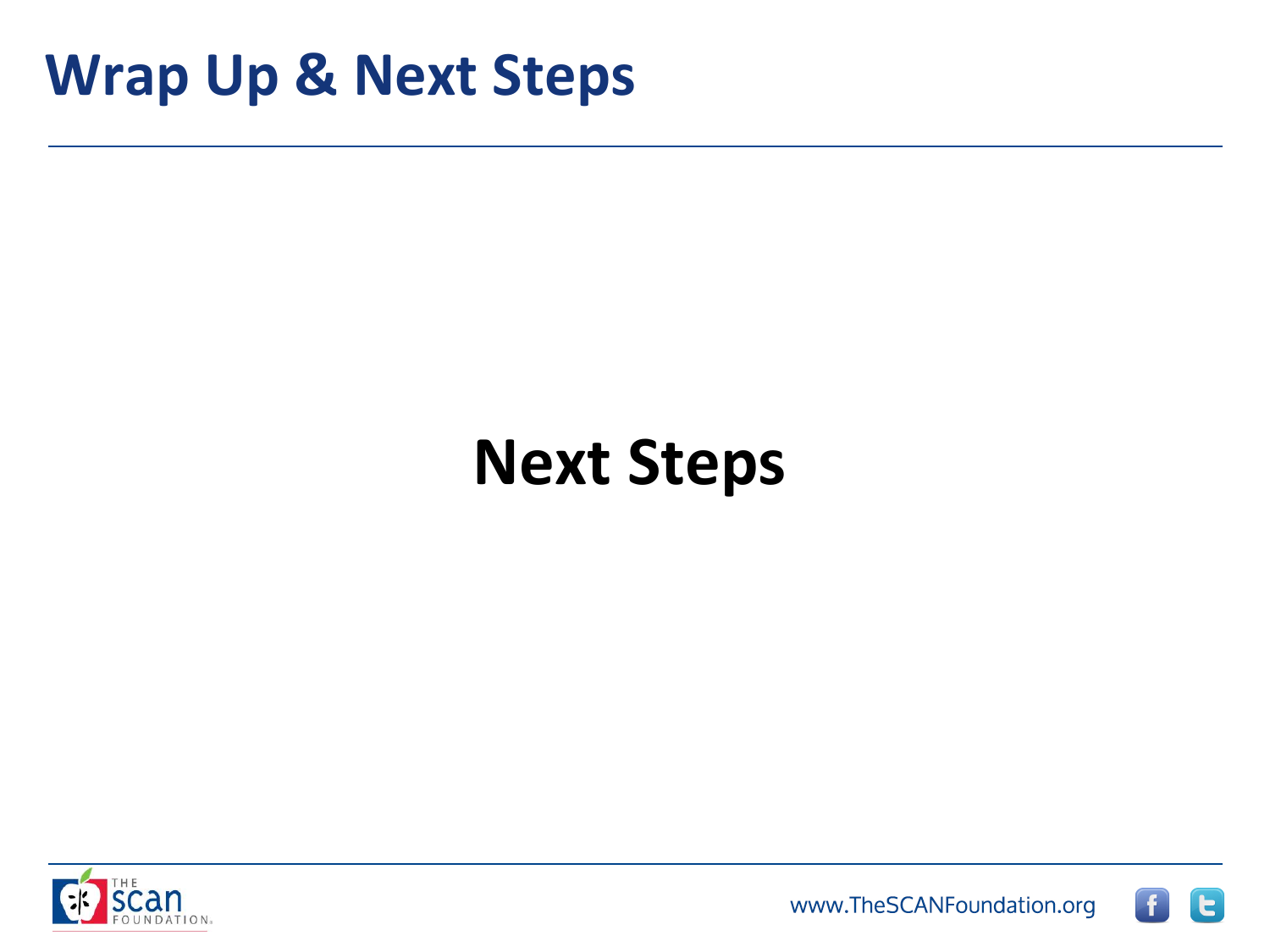# Wrap Up & Next Steps

**Next Steps**